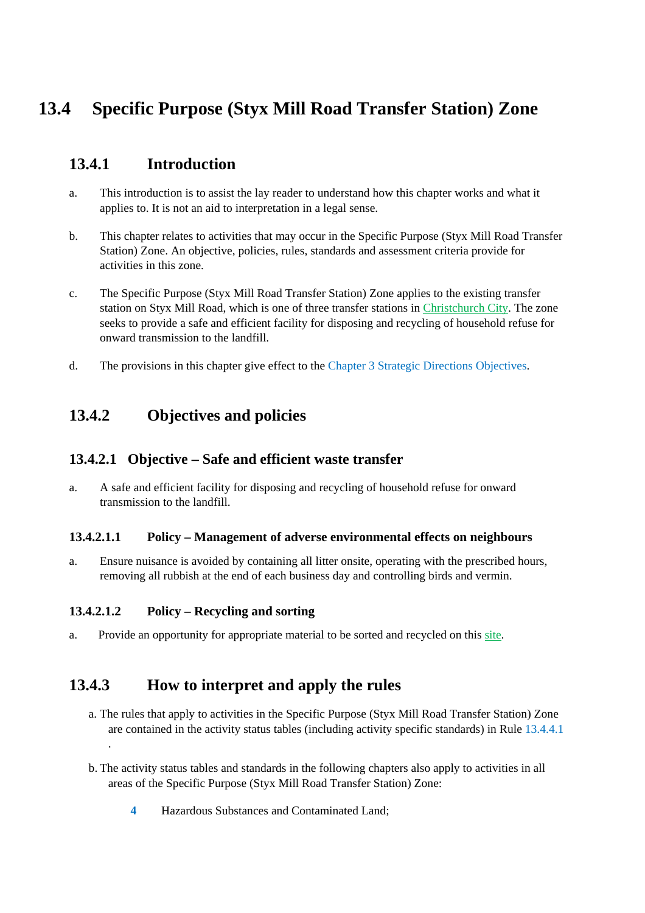# 13.4 Specific Purpose (Styx Mill Road Transfer Station) Zone

## 13.4.1 Introduction

a. This introduction is to assist the lay reader to understand how this chapter works and what it applies to. It is not an aid to interpretation in a legal sense.

b. This chapter relates to activities that may occur in the Specific Purpose (Styx Mill Road Transfer Station) Zone. An objective, policies, rules, standards and assessment criteria provide for activities in this zone.

c. The Specific Purpose (Styx Mill Road Transfer Station) Zone applies to the existing transfer station on Styx Mill Road, which is one of three transfer stations in Christchurch City. The zone seeks to provide a safe and efficient facility for disposing and recycling of household refuse for onward transmission to the landfill.

d. The provisions in this chapter give effect to the Chapter 3 Strategic Directions Objectives.

## 13.4.2 Objectives and policies

### 13.4.2.1 Objective – Safe and efficient waste transfer

a. A safe and efficient facility for disposing and recycling of household refuse for onward transmission to the landfill.

#### 13.4.2.1.1 Policy – Management of adverse environmental effects on neighbours

a. Ensure nuisance is avoided by containing all litter onsite, operating with the prescribed hours, removing all rubbish at the end of each business day and controlling birds and vermin.

#### 13.4.2.1.2 Policy – Recycling and sorting

a. Provide an opportunity for appropriate material to be sorted and recycled on this site.

## 13.4.3 How to interpret and apply the rules

a. The rules that apply to activities in the Specific Purpose (Styx Mill Road Transfer Station) Zone are contained in the activity status tables (including activity specific standards) in Rule 13.4.4.1.

b. The activity status tables and standards in the following chapters also apply to activities in all areas of the Specific Purpose (Styx Mill Road Transfer Station) Zone:

**4** Hazardous Substances and Contaminated Land;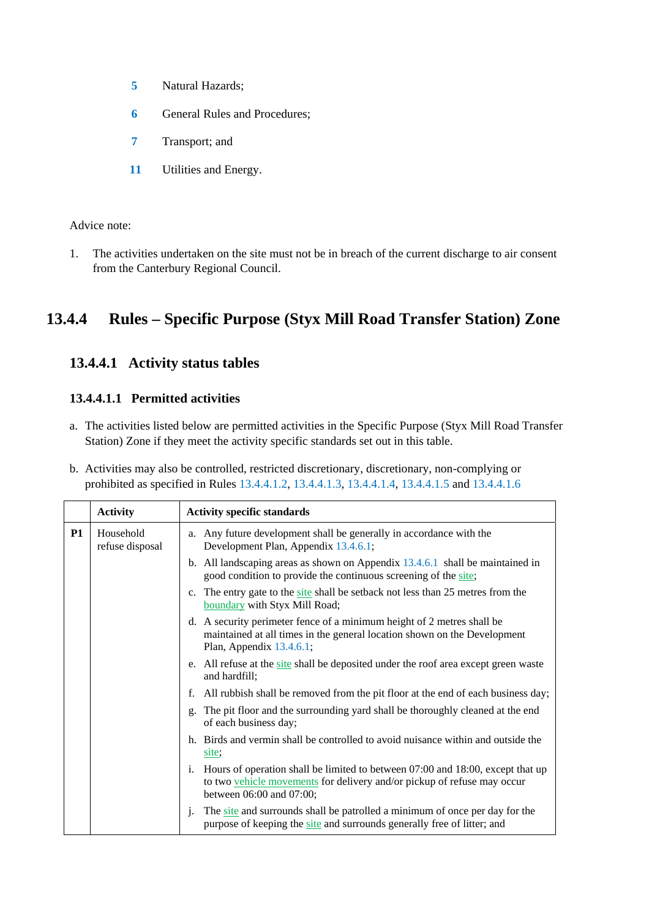5 Natural Hazards;

6 General Rules and Procedures;

7 Transport; and

11 Utilities and Energy.

Advice note:

1. The activities undertaken on the site must not be in breach of the current discharge to air consent from the Canterbury Regional Council.

## 13.4.4 Rules – Specific Purpose (Styx Mill Road Transfer Station) Zone

### 13.4.4.1 Activity status tables

#### 13.4.4.1.1 Permitted activities

a. The activities listed below are permitted activities in the Specific Purpose (Styx Mill Road Transfer Station) Zone if they meet the activity specific standards set out in this table.

b. Activities may also be controlled, restricted discretionary, discretionary, non-complying or prohibited as specified in Rules 13.4.4.1.2, 13.4.4.1.3, 13.4.4.1.4, 13.4.4.1.5 and 13.4.4.1.6

| | Activity | Activity specific standards |
|---|---|---|
| **P1** | Household refuse disposal | a. Any future development shall be generally in accordance with the Development Plan, Appendix 13.4.6.1;<br>b. All landscaping areas as shown on Appendix 13.4.6.1 shall be maintained in good condition to provide the continuous screening of the site;<br>c. The entry gate to the site shall be setback not less than 25 metres from the boundary with Styx Mill Road;<br>d. A security perimeter fence of a minimum height of 2 metres shall be maintained at all times in the general location shown on the Development Plan, Appendix 13.4.6.1;<br>e. All refuse at the site shall be deposited under the roof area except green waste and hardfill;<br>f. All rubbish shall be removed from the pit floor at the end of each business day;<br>g. The pit floor and the surrounding yard shall be thoroughly cleaned at the end of each business day;<br>h. Birds and vermin shall be controlled to avoid nuisance within and outside the site;<br>i. Hours of operation shall be limited to between 07:00 and 18:00, except that up to two vehicle movements for delivery and/or pickup of refuse may occur between 06:00 and 07:00;<br>j. The site and surrounds shall be patrolled a minimum of once per day for the purpose of keeping the site and surrounds generally free of litter; and |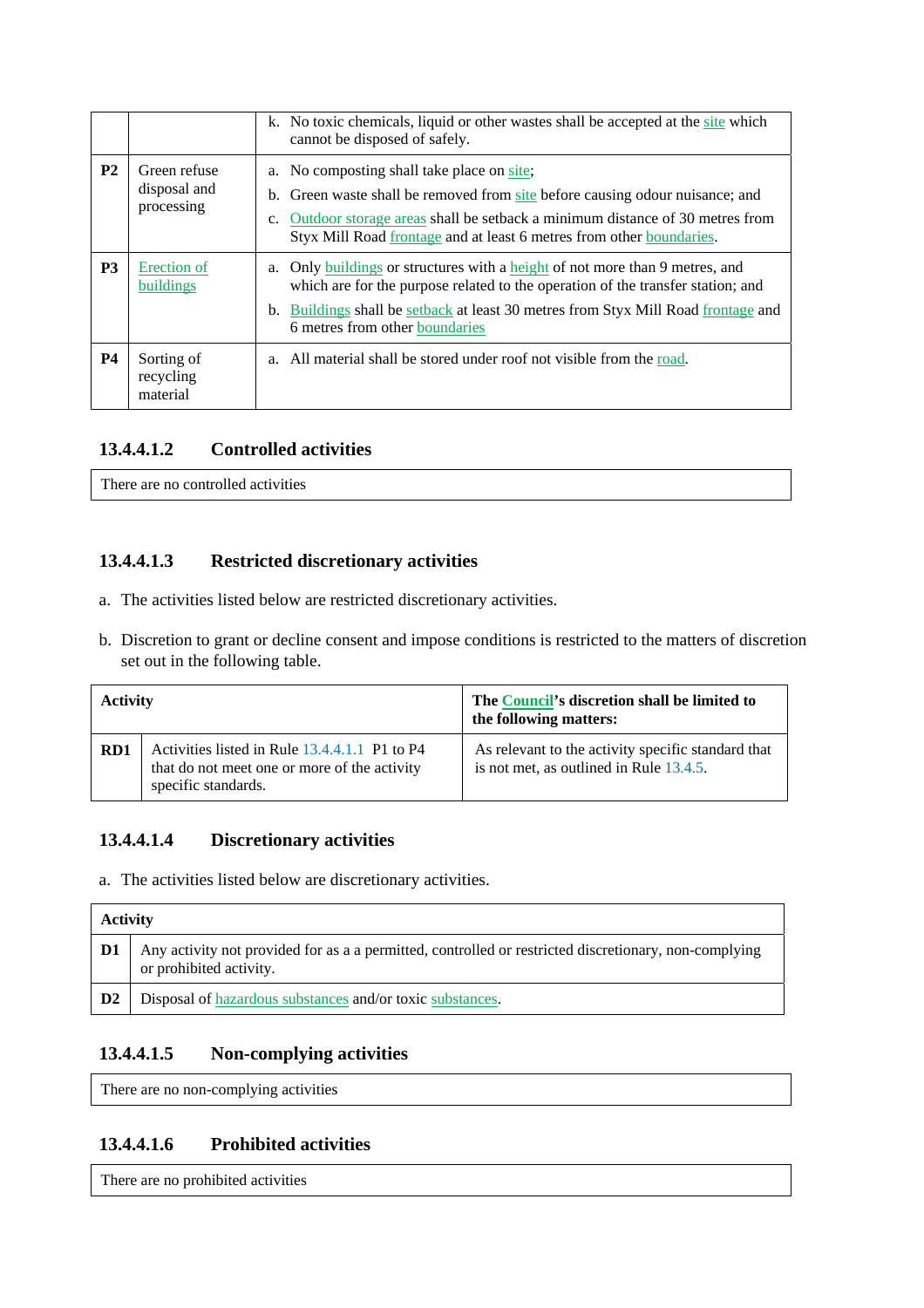| | | |
|---|---|---|
| | | k. No toxic chemicals, liquid or other wastes shall be accepted at the site which cannot be disposed of safely. |
| **P2** | Green refuse disposal and processing | a. No composting shall take place on site;<br>b. Green waste shall be removed from site before causing odour nuisance; and<br>c. Outdoor storage areas shall be setback a minimum distance of 30 metres from Styx Mill Road frontage and at least 6 metres from other boundaries. |
| **P3** | Erection of buildings | a. Only buildings or structures with a height of not more than 9 metres, and which are for the purpose related to the operation of the transfer station; and<br>b. Buildings shall be setback at least 30 metres from Styx Mill Road frontage and 6 metres from other boundaries |
| **P4** | Sorting of recycling material | a. All material shall be stored under roof not visible from the road. |

### 13.4.4.1.2 Controlled activities

| |
|---|
| There are no controlled activities |

### 13.4.4.1.3 Restricted discretionary activities

a. The activities listed below are restricted discretionary activities.

b. Discretion to grant or decline consent and impose conditions is restricted to the matters of discretion set out in the following table.

| **Activity** | | **The Council's discretion shall be limited to the following matters:** |
|---|---|---|
| **RD1** | Activities listed in Rule 13.4.4.1.1 P1 to P4 that do not meet one or more of the activity specific standards. | As relevant to the activity specific standard that is not met, as outlined in Rule 13.4.5. |

### 13.4.4.1.4 Discretionary activities

a. The activities listed below are discretionary activities.

| **Activity** | |
|---|---|
| **D1** | Any activity not provided for as a a permitted, controlled or restricted discretionary, non-complying or prohibited activity. |
| **D2** | Disposal of hazardous substances and/or toxic substances. |

### 13.4.4.1.5 Non-complying activities

| |
|---|
| There are no non-complying activities |

### 13.4.4.1.6 Prohibited activities

| |
|---|
| There are no prohibited activities |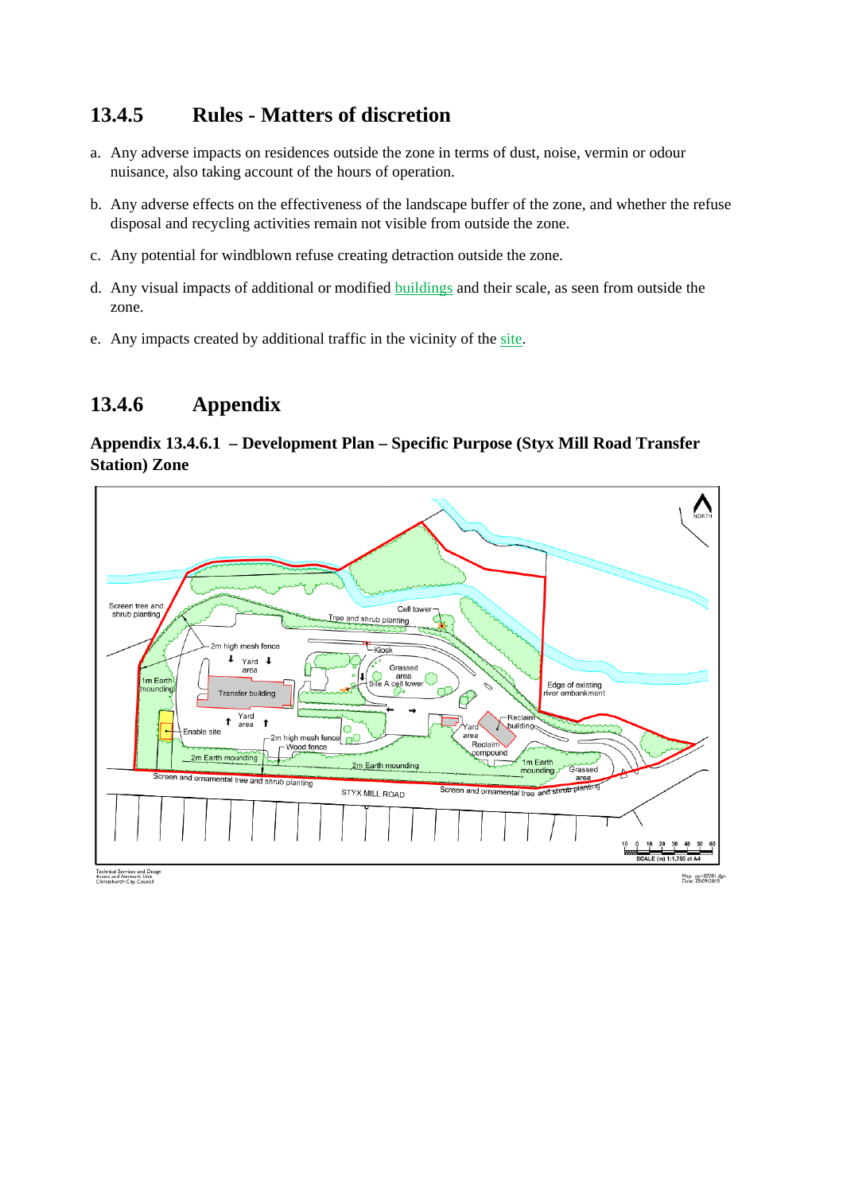## 13.4.5 Rules - Matters of discretion

a. Any adverse impacts on residences outside the zone in terms of dust, noise, vermin or odour nuisance, also taking account of the hours of operation.

b. Any adverse effects on the effectiveness of the landscape buffer of the zone, and whether the refuse disposal and recycling activities remain not visible from outside the zone.

c. Any potential for windblown refuse creating detraction outside the zone.

d. Any visual impacts of additional or modified buildings and their scale, as seen from outside the zone.

e. Any impacts created by additional traffic in the vicinity of the site.

## 13.4.6 Appendix

### Appendix 13.4.6.1 – Development Plan – Specific Purpose (Styx Mill Road Transfer Station) Zone

NORTH

Screen tree and shrub planting

Tree and shrub planting

Cell tower

2m high mesh fence

Kiosk

Yard area

Grassed area

Site A cell tower

1m Earth mounding

Transfer building

Edge of existing river embankment

Yard area

Enable site

Reclaim building

Yard area

Reclaim compound

2m high mesh fence

Wood fence

2m Earth mounding

2m Earth mounding

1m Earth mounding

Grassed area

Screen and ornamental tree and shrub planting

STYX MILL ROAD

Screen and ornamental tree and shrub planting

10 0 10 20 30 40 50 60

SCALE (m) 1:1,750 at A4

Technical Services and Design
Assets and Network Unit
Christchurch City Council

Map: ppl02201.dgn
Date: 25/09/2015